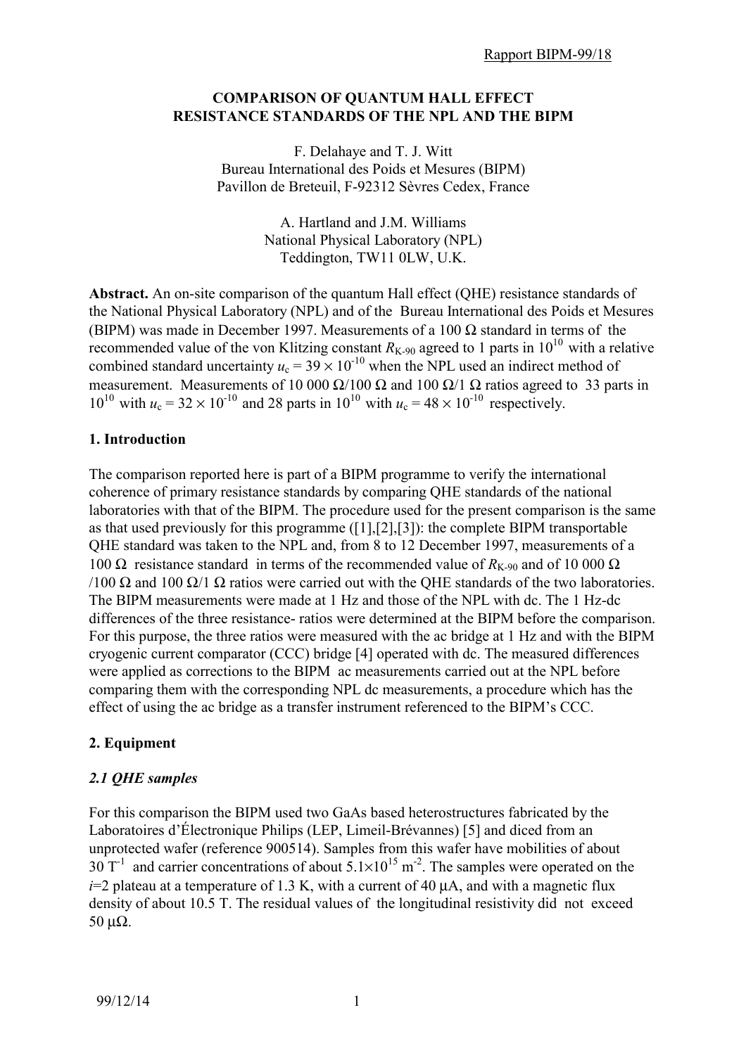# COMPARISON OF QUANTUM HALL EFFECT RESISTANCE STANDARDS OF THE NPL AND THE BIPM

F. Delahaye and T. J. Witt
Bureau International des Poids et Mesures (BIPM)
Pavillon de Breteuil, F-92312 Sèvres Cedex, France

A. Hartland and J.M. Williams
National Physical Laboratory (NPL)
Teddington, TW11 0LW, U.K.

**Abstract.** An on-site comparison of the quantum Hall effect (QHE) resistance standards of the National Physical Laboratory (NPL) and of the Bureau International des Poids et Mesures (BIPM) was made in December 1997. Measurements of a 100 Ω standard in terms of the recommended value of the von Klitzing constant $R_{K-90}$ agreed to 1 parts in $10^{10}$ with a relative combined standard uncertainty $u_c = 39 \times 10^{-10}$ when the NPL used an indirect method of measurement. Measurements of 10 000 Ω/100 Ω and 100 Ω/1 Ω ratios agreed to 33 parts in $10^{10}$ with $u_c = 32 \times 10^{-10}$ and 28 parts in $10^{10}$ with $u_c = 48 \times 10^{-10}$ respectively.

## 1. Introduction

The comparison reported here is part of a BIPM programme to verify the international coherence of primary resistance standards by comparing QHE standards of the national laboratories with that of the BIPM. The procedure used for the present comparison is the same as that used previously for this programme ([1],[2],[3]): the complete BIPM transportable QHE standard was taken to the NPL and, from 8 to 12 December 1997, measurements of a 100 Ω resistance standard in terms of the recommended value of $R_{K-90}$ and of 10 000 Ω /100 Ω and 100 Ω/1 Ω ratios were carried out with the QHE standards of the two laboratories. The BIPM measurements were made at 1 Hz and those of the NPL with dc. The 1 Hz-dc differences of the three resistance- ratios were determined at the BIPM before the comparison. For this purpose, the three ratios were measured with the ac bridge at 1 Hz and with the BIPM cryogenic current comparator (CCC) bridge [4] operated with dc. The measured differences were applied as corrections to the BIPM ac measurements carried out at the NPL before comparing them with the corresponding NPL dc measurements, a procedure which has the effect of using the ac bridge as a transfer instrument referenced to the BIPM's CCC.

## 2. Equipment

### *2.1 QHE samples*

For this comparison the BIPM used two GaAs based heterostructures fabricated by the Laboratoires d'Électronique Philips (LEP, Limeil-Brévannes) [5] and diced from an unprotected wafer (reference 900514). Samples from this wafer have mobilities of about 30 $T^{-1}$ and carrier concentrations of about $5.1\times10^{15}$ $m^{-2}$. The samples were operated on the $i$=2 plateau at a temperature of 1.3 K, with a current of 40 μA, and with a magnetic flux density of about 10.5 T. The residual values of the longitudinal resistivity did not exceed 50 μΩ.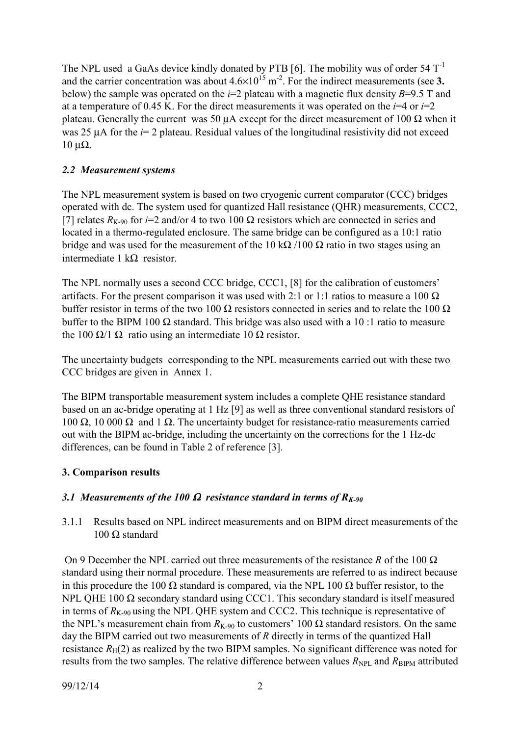The NPL used a GaAs device kindly donated by PTB [6]. The mobility was of order 54 $T^{-1}$ and the carrier concentration was about $4.6\times10^{15}$ $m^{-2}$. For the indirect measurements (see **3.** below) the sample was operated on the $i$=2 plateau with a magnetic flux density $B$=9.5 T and at a temperature of 0.45 K. For the direct measurements it was operated on the $i$=4 or $i$=2 plateau. Generally the current was 50 µA except for the direct measurement of 100 Ω when it was 25 µA for the $i$= 2 plateau. Residual values of the longitudinal resistivity did not exceed 10 µΩ.

### *2.2 Measurement systems*

The NPL measurement system is based on two cryogenic current comparator (CCC) bridges operated with dc. The system used for quantized Hall resistance (QHR) measurements, CCC2, [7] relates $R_{K-90}$ for $i$=2 and/or 4 to two 100 Ω resistors which are connected in series and located in a thermo-regulated enclosure. The same bridge can be configured as a 10:1 ratio bridge and was used for the measurement of the 10 kΩ /100 Ω ratio in two stages using an intermediate 1 kΩ resistor.

The NPL normally uses a second CCC bridge, CCC1, [8] for the calibration of customers' artifacts. For the present comparison it was used with 2:1 or 1:1 ratios to measure a 100 Ω buffer resistor in terms of the two 100 Ω resistors connected in series and to relate the 100 Ω buffer to the BIPM 100 Ω standard. This bridge was also used with a 10 :1 ratio to measure the 100 Ω/1 Ω ratio using an intermediate 10 Ω resistor.

The uncertainty budgets corresponding to the NPL measurements carried out with these two CCC bridges are given in Annex 1.

The BIPM transportable measurement system includes a complete QHE resistance standard based on an ac-bridge operating at 1 Hz [9] as well as three conventional standard resistors of 100 Ω, 10 000 Ω and 1 Ω. The uncertainty budget for resistance-ratio measurements carried out with the BIPM ac-bridge, including the uncertainty on the corrections for the 1 Hz-dc differences, can be found in Table 2 of reference [3].

## 3. Comparison results

### *3.1 Measurements of the 100 Ω resistance standard in terms of $R_{K-90}$*

3.1.1 Results based on NPL indirect measurements and on BIPM direct measurements of the 100 Ω standard

On 9 December the NPL carried out three measurements of the resistance $R$ of the 100 Ω standard using their normal procedure. These measurements are referred to as indirect because in this procedure the 100 Ω standard is compared, via the NPL 100 Ω buffer resistor, to the NPL QHE 100 Ω secondary standard using CCC1. This secondary standard is itself measured in terms of $R_{K-90}$ using the NPL QHE system and CCC2. This technique is representative of the NPL's measurement chain from $R_{K-90}$ to customers' 100 Ω standard resistors. On the same day the BIPM carried out two measurements of $R$ directly in terms of the quantized Hall resistance $R_H(2)$ as realized by the two BIPM samples. No significant difference was noted for results from the two samples. The relative difference between values $R_{NPL}$ and $R_{BIPM}$ attributed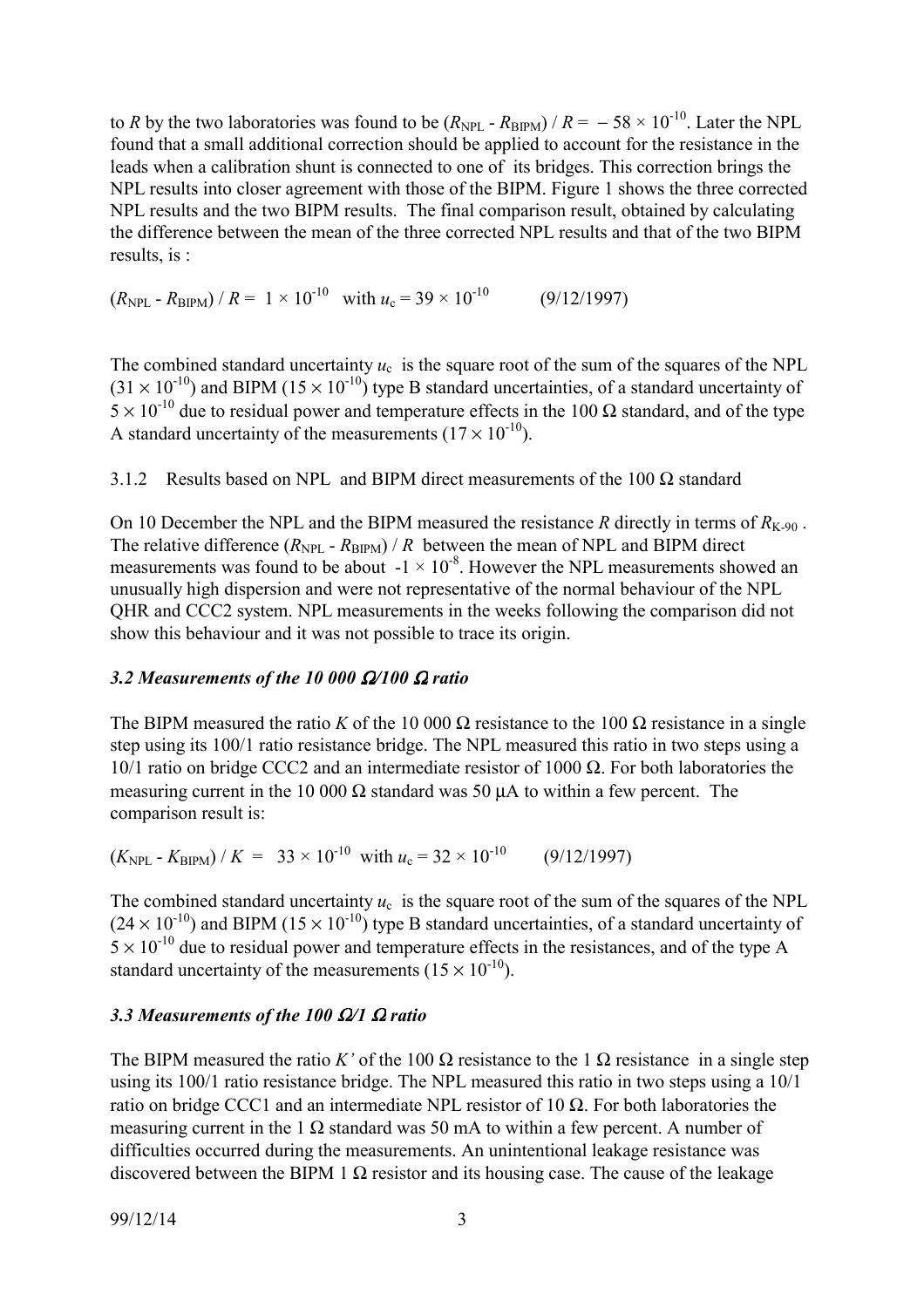to $R$ by the two laboratories was found to be $(R_{NPL} - R_{BIPM}) / R = -58 \times 10^{-10}$. Later the NPL found that a small additional correction should be applied to account for the resistance in the leads when a calibration shunt is connected to one of its bridges. This correction brings the NPL results into closer agreement with those of the BIPM. Figure 1 shows the three corrected NPL results and the two BIPM results. The final comparison result, obtained by calculating the difference between the mean of the three corrected NPL results and that of the two BIPM results, is :

$(R_{NPL} - R_{BIPM}) / R = 1 \times 10^{-10}$ with $u_c = 39 \times 10^{-10}$ (9/12/1997)

The combined standard uncertainty $u_c$ is the square root of the sum of the squares of the NPL ($31 \times 10^{-10}$) and BIPM ($15 \times 10^{-10}$) type B standard uncertainties, of a standard uncertainty of $5 \times 10^{-10}$ due to residual power and temperature effects in the 100 Ω standard, and of the type A standard uncertainty of the measurements ($17 \times 10^{-10}$).

3.1.2 Results based on NPL and BIPM direct measurements of the 100 Ω standard

On 10 December the NPL and the BIPM measured the resistance $R$ directly in terms of $R_{K-90}$. The relative difference $(R_{NPL} - R_{BIPM}) / R$ between the mean of NPL and BIPM direct measurements was found to be about $-1 \times 10^{-8}$. However the NPL measurements showed an unusually high dispersion and were not representative of the normal behaviour of the NPL QHR and CCC2 system. NPL measurements in the weeks following the comparison did not show this behaviour and it was not possible to trace its origin.

### *3.2 Measurements of the 10 000 Ω/100 Ω ratio*

The BIPM measured the ratio $K$ of the 10 000 Ω resistance to the 100 Ω resistance in a single step using its 100/1 ratio resistance bridge. The NPL measured this ratio in two steps using a 10/1 ratio on bridge CCC2 and an intermediate resistor of 1000 Ω. For both laboratories the measuring current in the 10 000 Ω standard was 50 μA to within a few percent. The comparison result is:

$(K_{NPL} - K_{BIPM}) / K = 33 \times 10^{-10}$ with $u_c = 32 \times 10^{-10}$ (9/12/1997)

The combined standard uncertainty $u_c$ is the square root of the sum of the squares of the NPL ($24 \times 10^{-10}$) and BIPM ($15 \times 10^{-10}$) type B standard uncertainties, of a standard uncertainty of $5 \times 10^{-10}$ due to residual power and temperature effects in the resistances, and of the type A standard uncertainty of the measurements ($15 \times 10^{-10}$).

### *3.3 Measurements of the 100 Ω/1 Ω ratio*

The BIPM measured the ratio $K'$ of the 100 Ω resistance to the 1 Ω resistance in a single step using its 100/1 ratio resistance bridge. The NPL measured this ratio in two steps using a 10/1 ratio on bridge CCC1 and an intermediate NPL resistor of 10 Ω. For both laboratories the measuring current in the 1 Ω standard was 50 mA to within a few percent. A number of difficulties occurred during the measurements. An unintentional leakage resistance was discovered between the BIPM 1 Ω resistor and its housing case. The cause of the leakage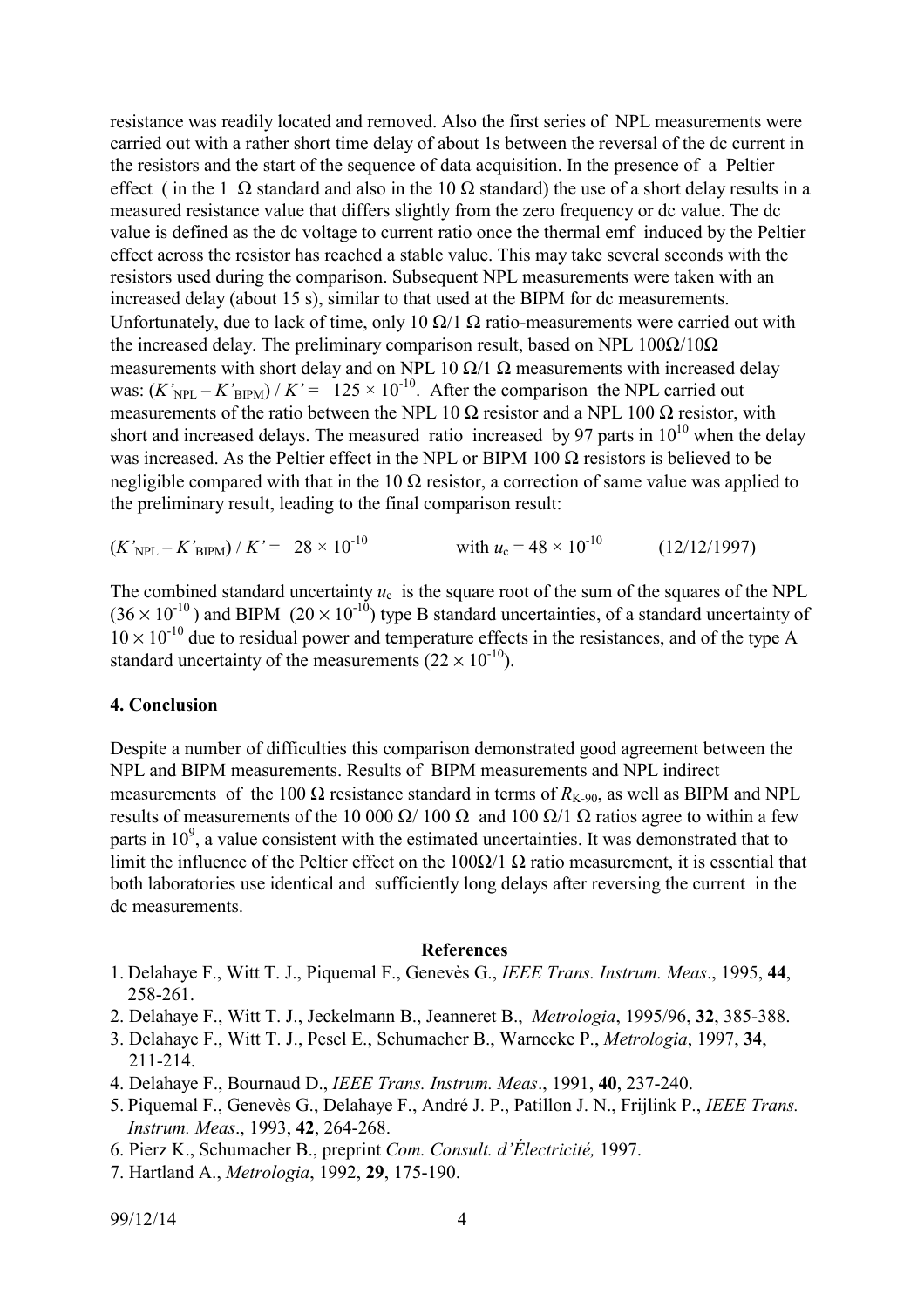resistance was readily located and removed. Also the first series of NPL measurements were carried out with a rather short time delay of about 1s between the reversal of the dc current in the resistors and the start of the sequence of data acquisition. In the presence of a Peltier effect ( in the 1 Ω standard and also in the 10 Ω standard) the use of a short delay results in a measured resistance value that differs slightly from the zero frequency or dc value. The dc value is defined as the dc voltage to current ratio once the thermal emf induced by the Peltier effect across the resistor has reached a stable value. This may take several seconds with the resistors used during the comparison. Subsequent NPL measurements were taken with an increased delay (about 15 s), similar to that used at the BIPM for dc measurements. Unfortunately, due to lack of time, only 10 Ω/1 Ω ratio-measurements were carried out with the increased delay. The preliminary comparison result, based on NPL 100Ω/10Ω measurements with short delay and on NPL 10 Ω/1 Ω measurements with increased delay was: $(K'_{\mathrm{NPL}} - K'_{\mathrm{BIPM}}) / K' = \ 125 \times 10^{-10}$. After the comparison the NPL carried out measurements of the ratio between the NPL 10 Ω resistor and a NPL 100 Ω resistor, with short and increased delays. The measured ratio increased by 97 parts in $10^{10}$ when the delay was increased. As the Peltier effect in the NPL or BIPM 100 Ω resistors is believed to be negligible compared with that in the 10 Ω resistor, a correction of same value was applied to the preliminary result, leading to the final comparison result:

$$(K'_{\mathrm{NPL}} - K'_{\mathrm{BIPM}}) / K' = \ 28 \times 10^{-10} \qquad \text{with } u_{\mathrm{c}} = 48 \times 10^{-10} \qquad (12/12/1997)$$

The combined standard uncertainty $u_{\mathrm{c}}$ is the square root of the sum of the squares of the NPL $(36 \times 10^{-10})$ and BIPM $(20 \times 10^{-10})$ type B standard uncertainties, of a standard uncertainty of $10 \times 10^{-10}$ due to residual power and temperature effects in the resistances, and of the type A standard uncertainty of the measurements $(22 \times 10^{-10})$.

## 4. Conclusion

Despite a number of difficulties this comparison demonstrated good agreement between the NPL and BIPM measurements. Results of BIPM measurements and NPL indirect measurements of the 100 Ω resistance standard in terms of $R_{\mathrm{K\text{-}90}}$, as well as BIPM and NPL results of measurements of the 10 000 Ω/ 100 Ω and 100 Ω/1 Ω ratios agree to within a few parts in $10^9$, a value consistent with the estimated uncertainties. It was demonstrated that to limit the influence of the Peltier effect on the 100Ω/1 Ω ratio measurement, it is essential that both laboratories use identical and sufficiently long delays after reversing the current in the dc measurements.

### References

1. Delahaye F., Witt T. J., Piquemal F., Genevès G., *IEEE Trans. Instrum. Meas*., 1995, **44**, 258-261.
2. Delahaye F., Witt T. J., Jeckelmann B., Jeanneret B., *Metrologia*, 1995/96, **32**, 385-388.
3. Delahaye F., Witt T. J., Pesel E., Schumacher B., Warnecke P., *Metrologia*, 1997, **34**, 211-214.
4. Delahaye F., Bournaud D., *IEEE Trans. Instrum. Meas*., 1991, **40**, 237-240.
5. Piquemal F., Genevès G., Delahaye F., André J. P., Patillon J. N., Frijlink P., *IEEE Trans. Instrum. Meas*., 1993, **42**, 264-268.
6. Pierz K., Schumacher B., preprint *Com. Consult. d'Électricité,* 1997.
7. Hartland A., *Metrologia*, 1992, **29**, 175-190.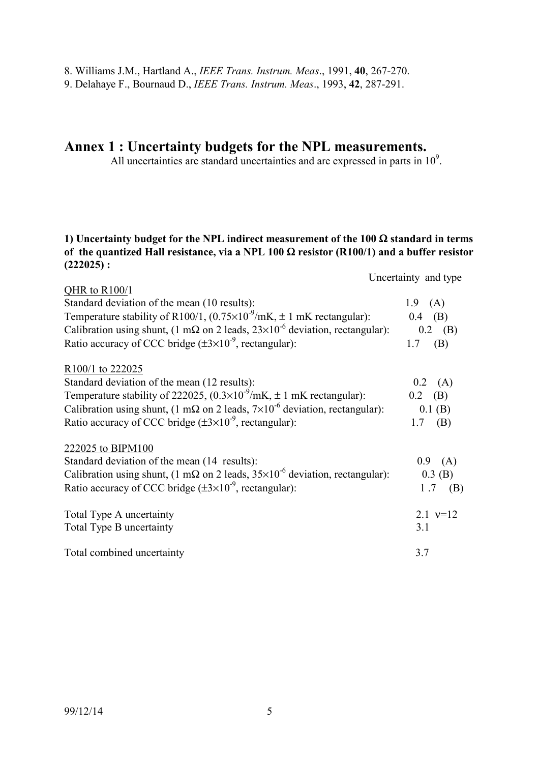8. Williams J.M., Hartland A., *IEEE Trans. Instrum. Meas*., 1991, **40**, 267-270.
9. Delahaye F., Bournaud D., *IEEE Trans. Instrum. Meas*., 1993, **42**, 287-291.

# Annex 1 : Uncertainty budgets for the NPL measurements.

All uncertainties are standard uncertainties and are expressed in parts in $10^9$.

### 1) Uncertainty budget for the NPL indirect measurement of the 100 Ω standard in terms of the quantized Hall resistance, via a NPL 100 Ω resistor (R100/1) and a buffer resistor (222025) :

| | Uncertainty and type |
|---|---|
| <u>QHR to R100/1</u> | |
| Standard deviation of the mean (10 results): | 1.9 (A) |
| Temperature stability of R100/1, ($0.75\times10^{-9}$/mK, ± 1 mK rectangular): | 0.4 (B) |
| Calibration using shunt, (1 mΩ on 2 leads, $23\times10^{-6}$ deviation, rectangular): | 0.2 (B) |
| Ratio accuracy of CCC bridge ($\pm3\times10^{-9}$, rectangular): | 1.7 (B) |
| <u>R100/1 to 222025</u> | |
| Standard deviation of the mean (12 results): | 0.2 (A) |
| Temperature stability of 222025, ($0.3\times10^{-9}$/mK, ± 1 mK rectangular): | 0.2 (B) |
| Calibration using shunt, (1 mΩ on 2 leads, $7\times10^{-6}$ deviation, rectangular): | 0.1 (B) |
| Ratio accuracy of CCC bridge ($\pm3\times10^{-9}$, rectangular): | 1.7 (B) |
| <u>222025 to BIPM100</u> | |
| Standard deviation of the mean (14 results): | 0.9 (A) |
| Calibration using shunt, (1 mΩ on 2 leads, $35\times10^{-6}$ deviation, rectangular): | 0.3 (B) |
| Ratio accuracy of CCC bridge ($\pm3\times10^{-9}$, rectangular): | 1.7 (B) |
| Total Type A uncertainty | 2.1 $\nu$=12 |
| Total Type B uncertainty | 3.1 |
| Total combined uncertainty | 3.7 |

99/12/14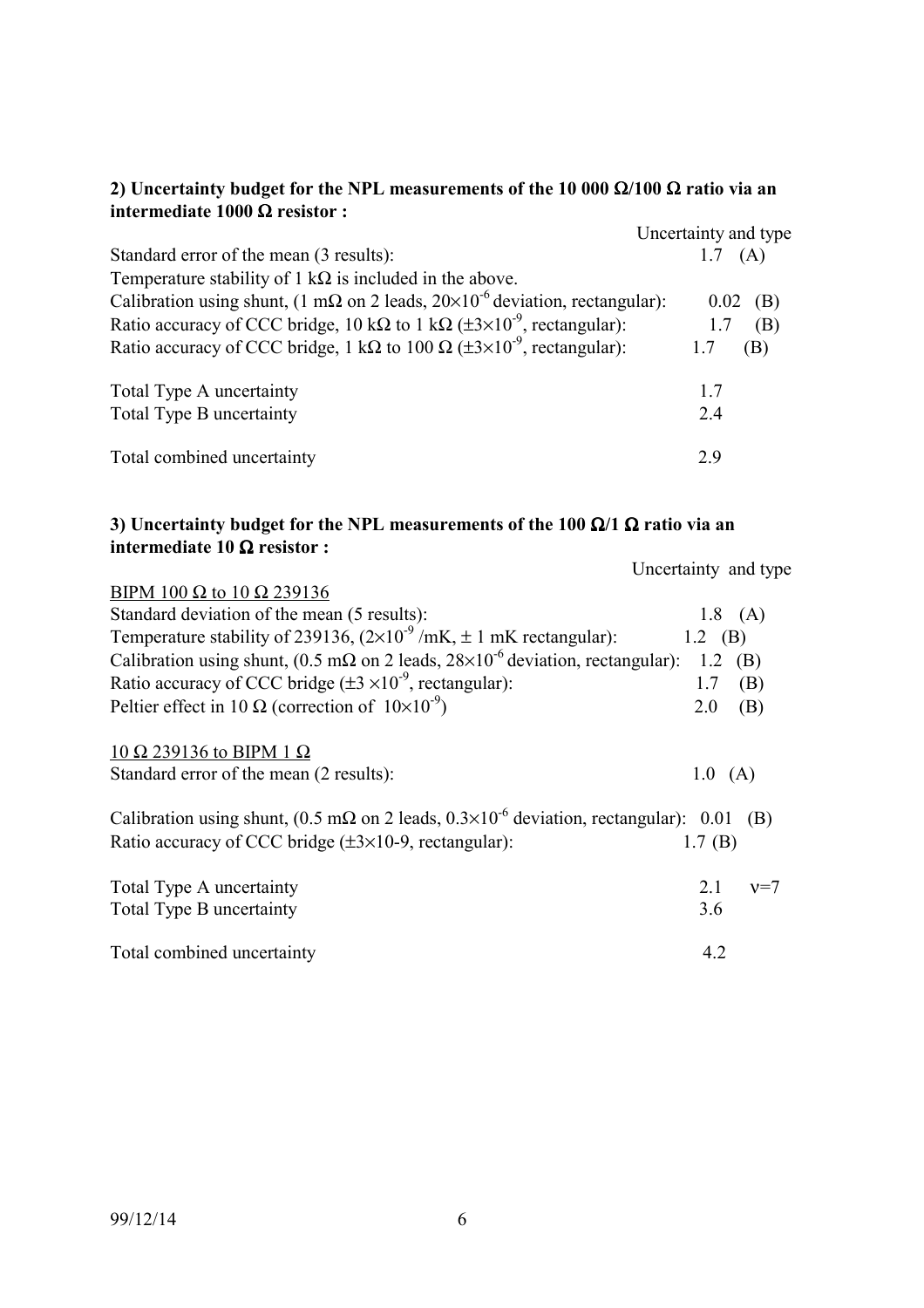**2) Uncertainty budget for the NPL measurements of the 10 000 Ω/100 Ω ratio via an intermediate 1000 Ω resistor :**

| | Uncertainty and type |
|---|---|
| Standard error of the mean (3 results): | 1.7 (A) |
| Temperature stability of 1 kΩ is included in the above. | |
| Calibration using shunt, (1 mΩ on 2 leads, $20 \times 10^{-6}$ deviation, rectangular): | 0.02 (B) |
| Ratio accuracy of CCC bridge, 10 kΩ to 1 kΩ ($\pm 3 \times 10^{-9}$, rectangular): | 1.7 (B) |
| Ratio accuracy of CCC bridge, 1 kΩ to 100 Ω ($\pm 3 \times 10^{-9}$, rectangular): | 1.7 (B) |
| | |
| Total Type A uncertainty | 1.7 |
| Total Type B uncertainty | 2.4 |
| | |
| Total combined uncertainty | 2.9 |

**3) Uncertainty budget for the NPL measurements of the 100 Ω/1 Ω ratio via an intermediate 10 Ω resistor :**

| | Uncertainty and type |
|---|---|
| BIPM 100 Ω to 10 Ω 239136 | |
| Standard deviation of the mean (5 results): | 1.8 (A) |
| Temperature stability of 239136, ($2 \times 10^{-9}$ /mK, ± 1 mK rectangular): | 1.2 (B) |
| Calibration using shunt, (0.5 mΩ on 2 leads, $28 \times 10^{-6}$ deviation, rectangular): | 1.2 (B) |
| Ratio accuracy of CCC bridge ($\pm 3 \times 10^{-9}$, rectangular): | 1.7 (B) |
| Peltier effect in 10 Ω (correction of $10 \times 10^{-9}$) | 2.0 (B) |
| | |
| 10 Ω 239136 to BIPM 1 Ω | |
| Standard error of the mean (2 results): | 1.0 (A) |
| | |
| Calibration using shunt, (0.5 mΩ on 2 leads, $0.3 \times 10^{-6}$ deviation, rectangular): | 0.01 (B) |
| Ratio accuracy of CCC bridge ($\pm 3 \times 10$-9, rectangular): | 1.7 (B) |
| | |
| Total Type A uncertainty | 2.1 $\nu = 7$ |
| Total Type B uncertainty | 3.6 |
| | |
| Total combined uncertainty | 4.2 |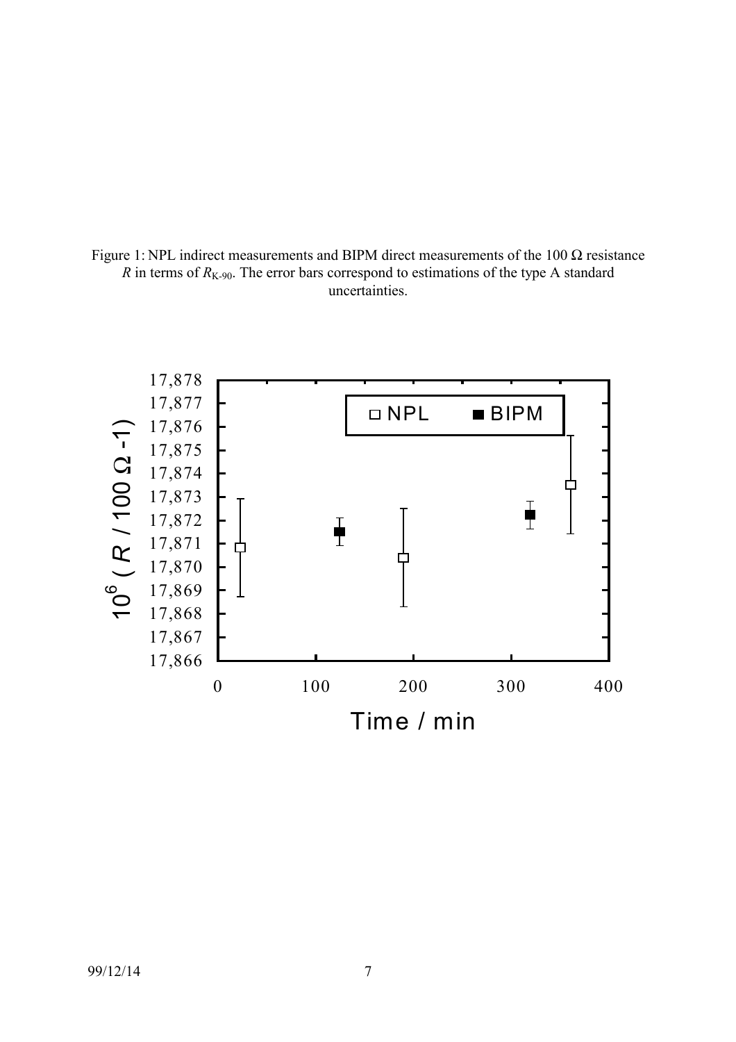Figure 1: NPL indirect measurements and BIPM direct measurements of the 100 Ω resistance $R$ in terms of $R_{K-90}$. The error bars correspond to estimations of the type A standard uncertainties.

17,878
17,877
17,876
17,875
17,874
17,873
17,872
17,871
17,870
17,869
17,868
17,867
17,866

$10^6$ ( $R$ / 100 Ω -1)

0
100
200
300
400

Time / min

□ NPL ■ BIPM